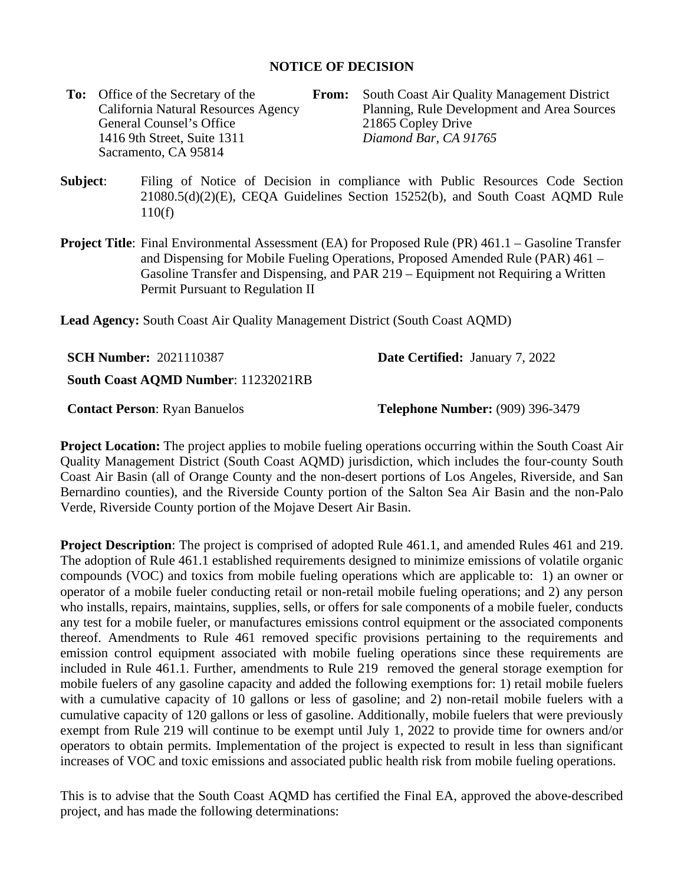# NOTICE OF DECISION

**To:** Office of the Secretary of the California Natural Resources Agency
General Counsel's Office
1416 9th Street, Suite 1311
Sacramento, CA 95814

**From:** South Coast Air Quality Management District
Planning, Rule Development and Area Sources
21865 Copley Drive
*Diamond Bar, CA 91765*

**Subject**: Filing of Notice of Decision in compliance with Public Resources Code Section 21080.5(d)(2)(E), CEQA Guidelines Section 15252(b), and South Coast AQMD Rule 110(f)

**Project Title**: Final Environmental Assessment (EA) for Proposed Rule (PR) 461.1 – Gasoline Transfer and Dispensing for Mobile Fueling Operations, Proposed Amended Rule (PAR) 461 – Gasoline Transfer and Dispensing, and PAR 219 – Equipment not Requiring a Written Permit Pursuant to Regulation II

**Lead Agency:** South Coast Air Quality Management District (South Coast AQMD)

**SCH Number:** 2021110387

**Date Certified:** January 7, 2022

**South Coast AQMD Number**: 11232021RB

**Contact Person**: Ryan Banuelos

**Telephone Number:** (909) 396-3479

**Project Location:** The project applies to mobile fueling operations occurring within the South Coast Air Quality Management District (South Coast AQMD) jurisdiction, which includes the four-county South Coast Air Basin (all of Orange County and the non-desert portions of Los Angeles, Riverside, and San Bernardino counties), and the Riverside County portion of the Salton Sea Air Basin and the non-Palo Verde, Riverside County portion of the Mojave Desert Air Basin.

**Project Description**: The project is comprised of adopted Rule 461.1, and amended Rules 461 and 219. The adoption of Rule 461.1 established requirements designed to minimize emissions of volatile organic compounds (VOC) and toxics from mobile fueling operations which are applicable to: 1) an owner or operator of a mobile fueler conducting retail or non-retail mobile fueling operations; and 2) any person who installs, repairs, maintains, supplies, sells, or offers for sale components of a mobile fueler, conducts any test for a mobile fueler, or manufactures emissions control equipment or the associated components thereof. Amendments to Rule 461 removed specific provisions pertaining to the requirements and emission control equipment associated with mobile fueling operations since these requirements are included in Rule 461.1. Further, amendments to Rule 219 removed the general storage exemption for mobile fuelers of any gasoline capacity and added the following exemptions for: 1) retail mobile fuelers with a cumulative capacity of 10 gallons or less of gasoline; and 2) non-retail mobile fuelers with a cumulative capacity of 120 gallons or less of gasoline. Additionally, mobile fuelers that were previously exempt from Rule 219 will continue to be exempt until July 1, 2022 to provide time for owners and/or operators to obtain permits. Implementation of the project is expected to result in less than significant increases of VOC and toxic emissions and associated public health risk from mobile fueling operations.

This is to advise that the South Coast AQMD has certified the Final EA, approved the above-described project, and has made the following determinations: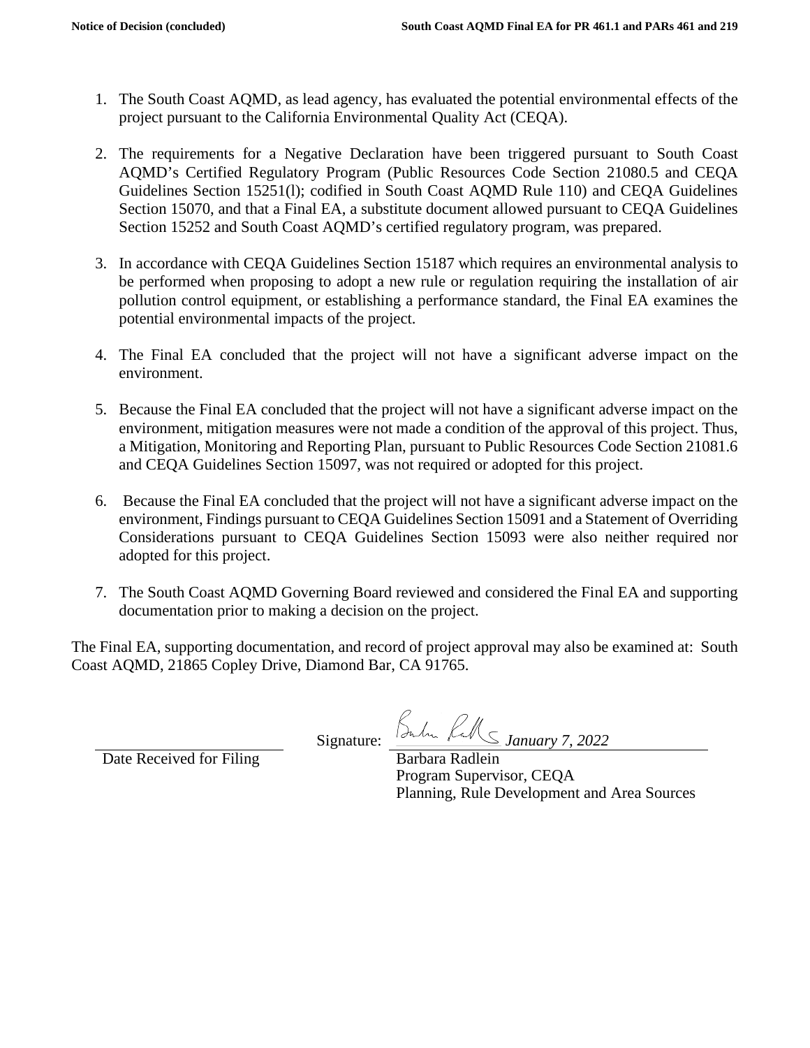1. The South Coast AQMD, as lead agency, has evaluated the potential environmental effects of the project pursuant to the California Environmental Quality Act (CEQA).

2. The requirements for a Negative Declaration have been triggered pursuant to South Coast AQMD's Certified Regulatory Program (Public Resources Code Section 21080.5 and CEQA Guidelines Section 15251(l); codified in South Coast AQMD Rule 110) and CEQA Guidelines Section 15070, and that a Final EA, a substitute document allowed pursuant to CEQA Guidelines Section 15252 and South Coast AQMD's certified regulatory program, was prepared.

3. In accordance with CEQA Guidelines Section 15187 which requires an environmental analysis to be performed when proposing to adopt a new rule or regulation requiring the installation of air pollution control equipment, or establishing a performance standard, the Final EA examines the potential environmental impacts of the project.

4. The Final EA concluded that the project will not have a significant adverse impact on the environment.

5. Because the Final EA concluded that the project will not have a significant adverse impact on the environment, mitigation measures were not made a condition of the approval of this project. Thus, a Mitigation, Monitoring and Reporting Plan, pursuant to Public Resources Code Section 21081.6 and CEQA Guidelines Section 15097, was not required or adopted for this project.

6. Because the Final EA concluded that the project will not have a significant adverse impact on the environment, Findings pursuant to CEQA Guidelines Section 15091 and a Statement of Overriding Considerations pursuant to CEQA Guidelines Section 15093 were also neither required nor adopted for this project.

7. The South Coast AQMD Governing Board reviewed and considered the Final EA and supporting documentation prior to making a decision on the project.

The Final EA, supporting documentation, and record of project approval may also be examined at: South Coast AQMD, 21865 Copley Drive, Diamond Bar, CA 91765.

\_\_\_\_\_\_\_\_\_\_\_\_\_\_\_\_\_\_\_\_\_\_\_\_
Date Received for Filing

Signature: *January 7, 2022*

Barbara Radlein
Program Supervisor, CEQA
Planning, Rule Development and Area Sources